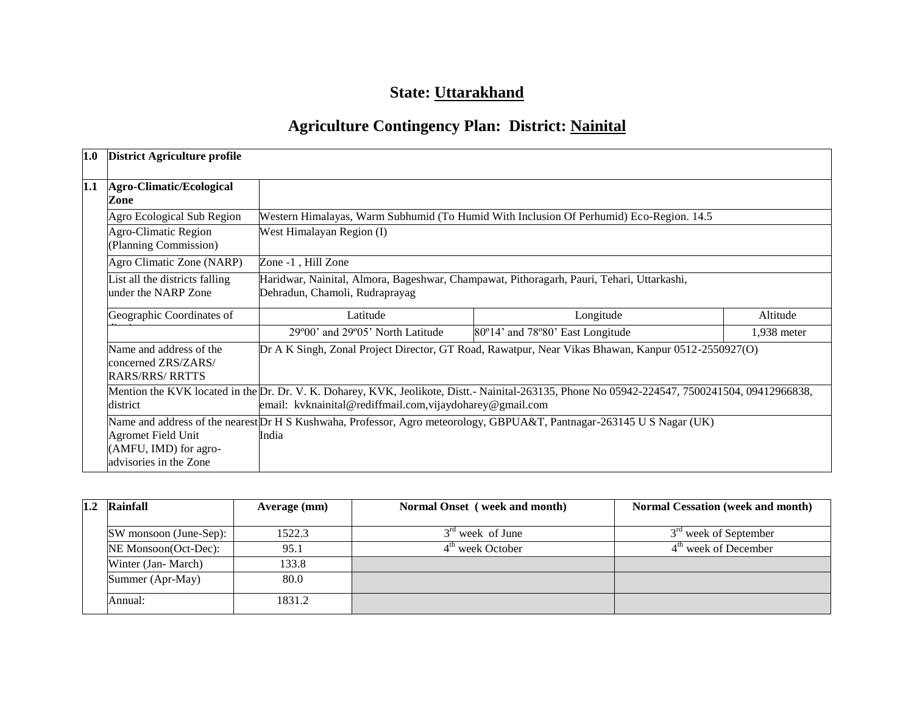# State: Uttarakhand

## Agriculture Contingency Plan: District: Nainital

| 1.0 | District Agriculture profile | | | |
|---|---|---|---|---|
| 1.1 | **Agro-Climatic/Ecological Zone** | | | |
| | Agro Ecological Sub Region | Western Himalayas, Warm Subhumid (To Humid With Inclusion Of Perhumid) Eco-Region. 14.5 | | |
| | Agro-Climatic Region (Planning Commission) | West Himalayan Region (I) | | |
| | Agro Climatic Zone (NARP) | Zone -1 , Hill Zone | | |
| | List all the districts falling under the NARP Zone | Haridwar, Nainital, Almora, Bageshwar, Champawat, Pithoragarh, Pauri, Tehari, Uttarkashi, Dehradun, Chamoli, Rudraprayag | | |
| | Geographic Coordinates of district | Latitude | Longitude | Altitude |
| | | 29º00' and 29º05' North Latitude | 80º14' and 78º80' East Longitude | 1,938 meter |
| | Name and address of the concerned ZRS/ZARS/ RARS/RRS/ RRTTS | Dr A K Singh, Zonal Project Director, GT Road, Rawatpur, Near Vikas Bhawan, Kanpur 0512-2550927(O) | | |
| | Mention the KVK located in the district | Dr. Dr. V. K. Doharey, KVK, Jeolikote, Distt.- Nainital-263135, Phone No 05942-224547, 7500241504, 09412966838, email: kvknainital@rediffmail.com,vijaydoharey@gmail.com | | |
| | Name and address of the nearest Agromet Field Unit (AMFU, IMD) for agro-advisories in the Zone | Dr H S Kushwaha, Professor, Agro meteorology, GBPUA&T, Pantnagar-263145 U S Nagar (UK) India | | |

| 1.2 | Rainfall | Average (mm) | Normal Onset ( week and month) | Normal Cessation (week and month) |
|---|---|---|---|---|
| | SW monsoon (June-Sep): | 1522.3 | 3rd week of June | 3rd week of September |
| | NE Monsoon(Oct-Dec): | 95.1 | 4th week October | 4th week of December |
| | Winter (Jan- March) | 133.8 | | |
| | Summer (Apr-May) | 80.0 | | |
| | Annual: | 1831.2 | | |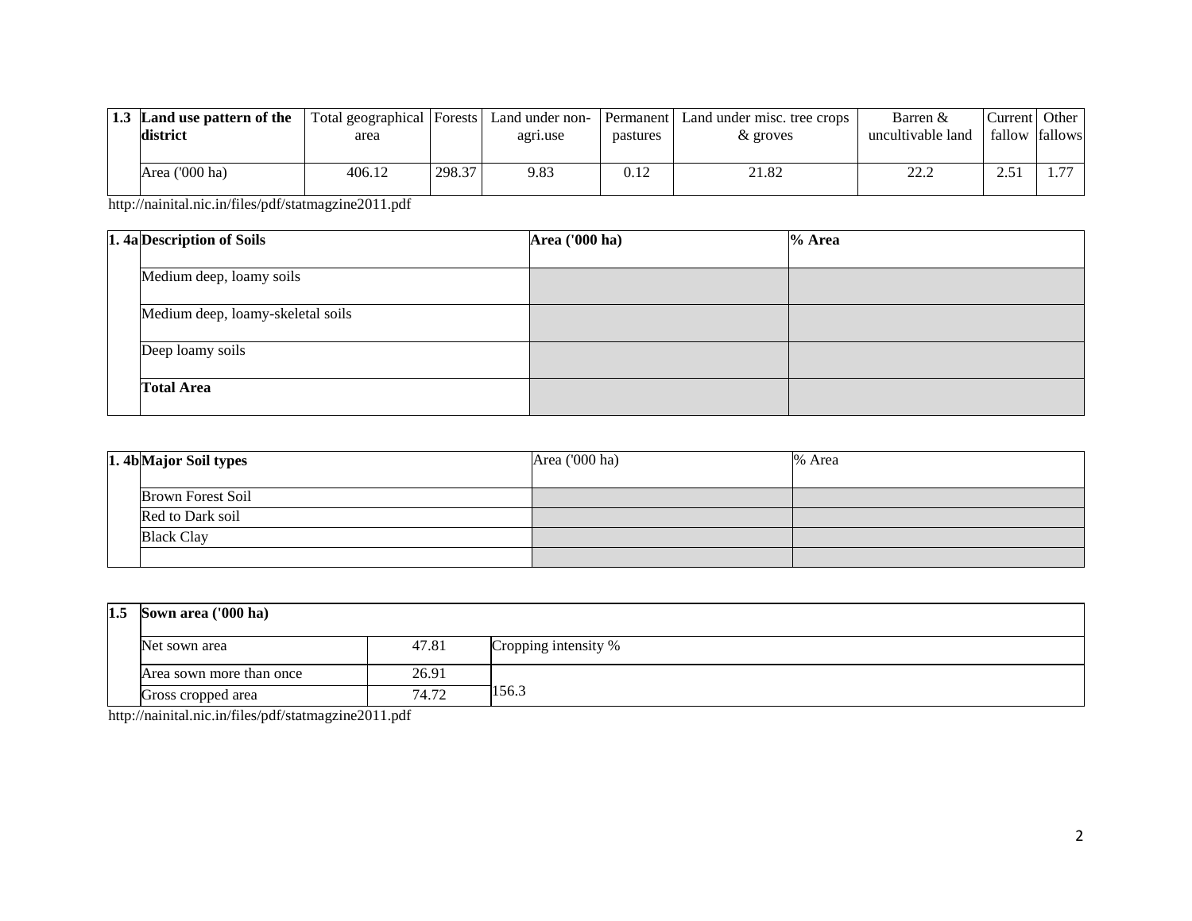| 1.3 | Land use pattern of the district | Total geographical area | Forests | Land under non-agri.use | Permanent pastures | Land under misc. tree crops & groves | Barren & uncultivable land | Current fallow | Other fallows |
|---|---|---|---|---|---|---|---|---|---|
| | Area ('000 ha) | 406.12 | 298.37 | 9.83 | 0.12 | 21.82 | 22.2 | 2.51 | 1.77 |

http://nainital.nic.in/files/pdf/statmagzine2011.pdf

| 1. 4a | Description of Soils | Area ('000 ha) | % Area |
|---|---|---|---|
| | Medium deep, loamy soils | | |
| | Medium deep, loamy-skeletal soils | | |
| | Deep loamy soils | | |
| | **Total Area** | | |

| 1. 4b | Major Soil types | Area ('000 ha) | % Area |
|---|---|---|---|
| | Brown Forest Soil | | |
| | Red to Dark soil | | |
| | Black Clay | | |
| | | | |

| 1.5 | Sown area ('000 ha) | | |
|---|---|---|---|
| | Net sown area | 47.81 | Cropping intensity % |
| | Area sown more than once | 26.91 | 156.3 |
| | Gross cropped area | 74.72 | |

http://nainital.nic.in/files/pdf/statmagzine2011.pdf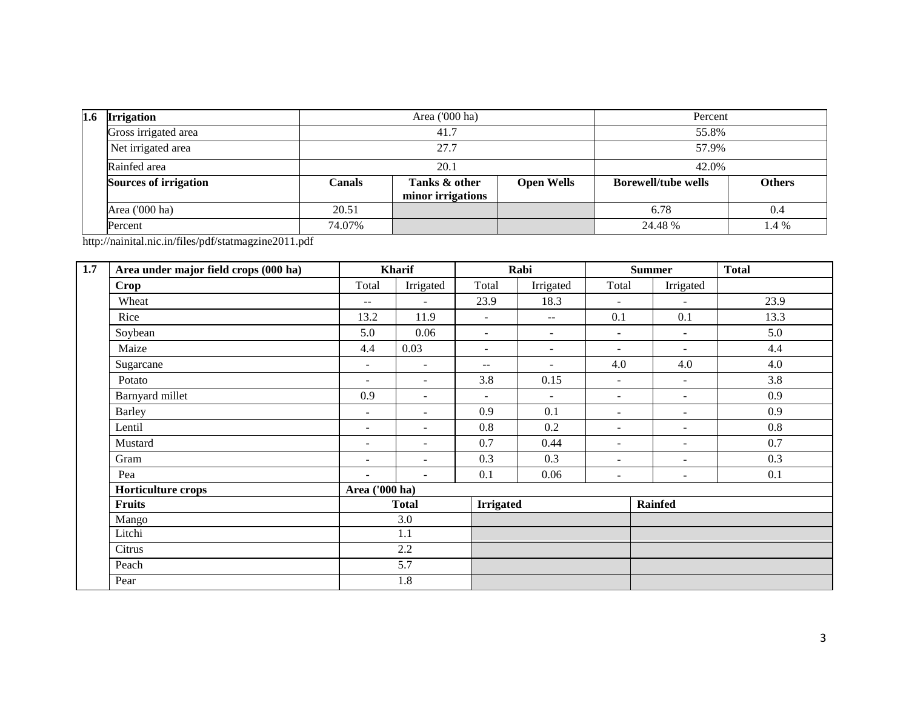| 1.6 | Irrigation | Area ('000 ha) | | | Percent | |
|---|---|---|---|---|---|---|
| | Gross irrigated area | 41.7 | | | 55.8% | |
| | Net irrigated area | 27.7 | | | 57.9% | |
| | Rainfed area | 20.1 | | | 42.0% | |
| | **Sources of irrigation** | **Canals** | **Tanks & other minor irrigations** | **Open Wells** | **Borewell/tube wells** | **Others** |
| | Area ('000 ha) | 20.51 | | | 6.78 | 0.4 |
| | Percent | 74.07% | | | 24.48 % | 1.4 % |

http://nainital.nic.in/files/pdf/statmagzine2011.pdf

| 1.7 | Area under major field crops (000 ha) | Kharif | | Rabi | | Summer | | Total |
|---|---|---|---|---|---|---|---|---|
| | **Crop** | Total | Irrigated | Total | Irrigated | Total | Irrigated | |
| | Wheat | -- | - | 23.9 | 18.3 | - | - | 23.9 |
| | Rice | 13.2 | 11.9 | - | -- | 0.1 | 0.1 | 13.3 |
| | Soybean | 5.0 | 0.06 | - | - | - | - | 5.0 |
| | Maize | 4.4 | 0.03 | - | - | - | - | 4.4 |
| | Sugarcane | - | - | -- | - | 4.0 | 4.0 | 4.0 |
| | Potato | - | - | 3.8 | 0.15 | - | - | 3.8 |
| | Barnyard millet | 0.9 | - | - | - | - | - | 0.9 |
| | Barley | - | - | 0.9 | 0.1 | - | - | 0.9 |
| | Lentil | - | - | 0.8 | 0.2 | - | - | 0.8 |
| | Mustard | - | - | 0.7 | 0.44 | - | - | 0.7 |
| | Gram | - | - | 0.3 | 0.3 | - | - | 0.3 |
| | Pea | - | - | 0.1 | 0.06 | - | - | 0.1 |
| | **Horticulture crops** | **Area ('000 ha)** | | | | | | |
| | **Fruits** | **Total** | | **Irrigated** | | **Rainfed** | | |
| | Mango | 3.0 | | | | | | |
| | Litchi | 1.1 | | | | | | |
| | Citrus | 2.2 | | | | | | |
| | Peach | 5.7 | | | | | | |
| | Pear | 1.8 | | | | | | |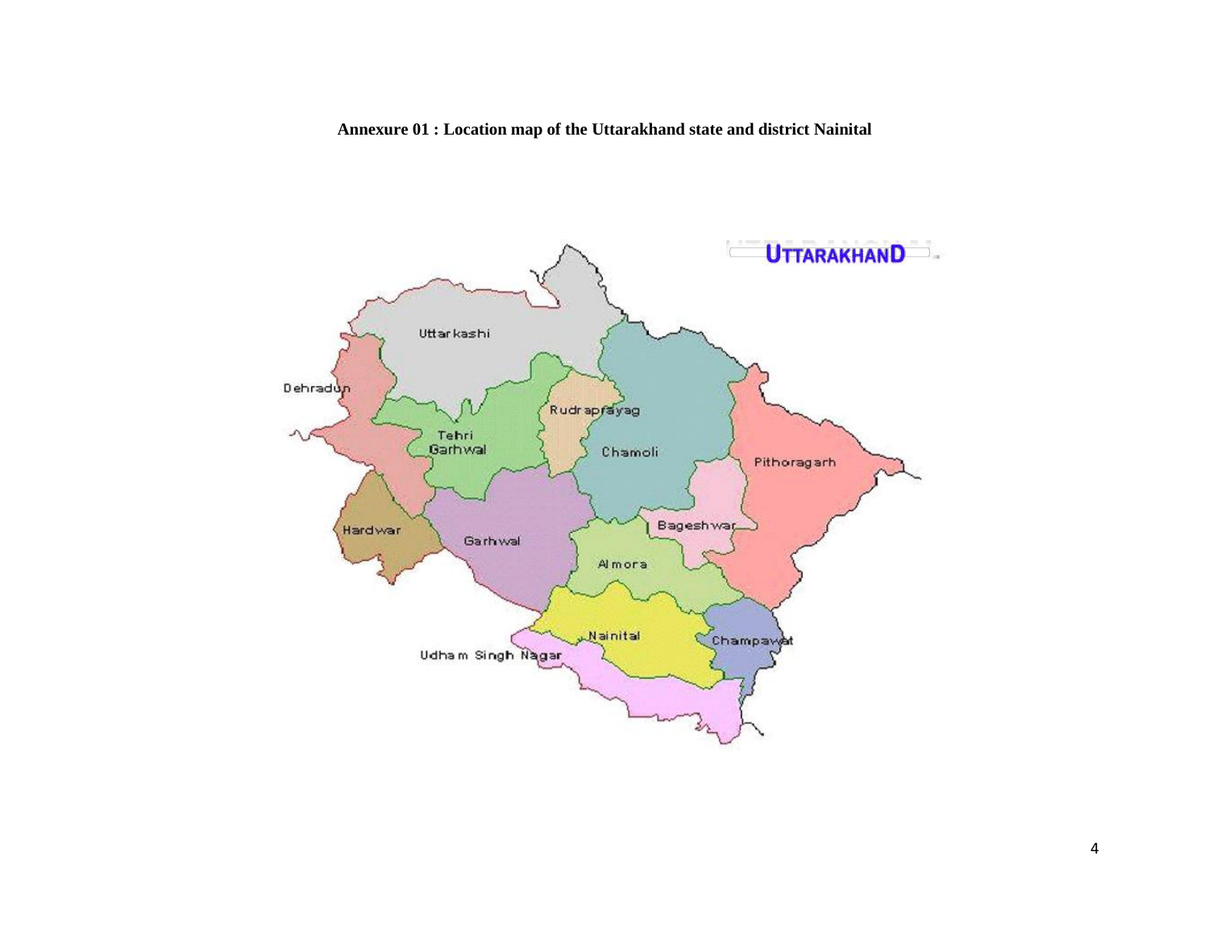**Annexure 01 : Location map of the Uttarakhand state and district Nainital**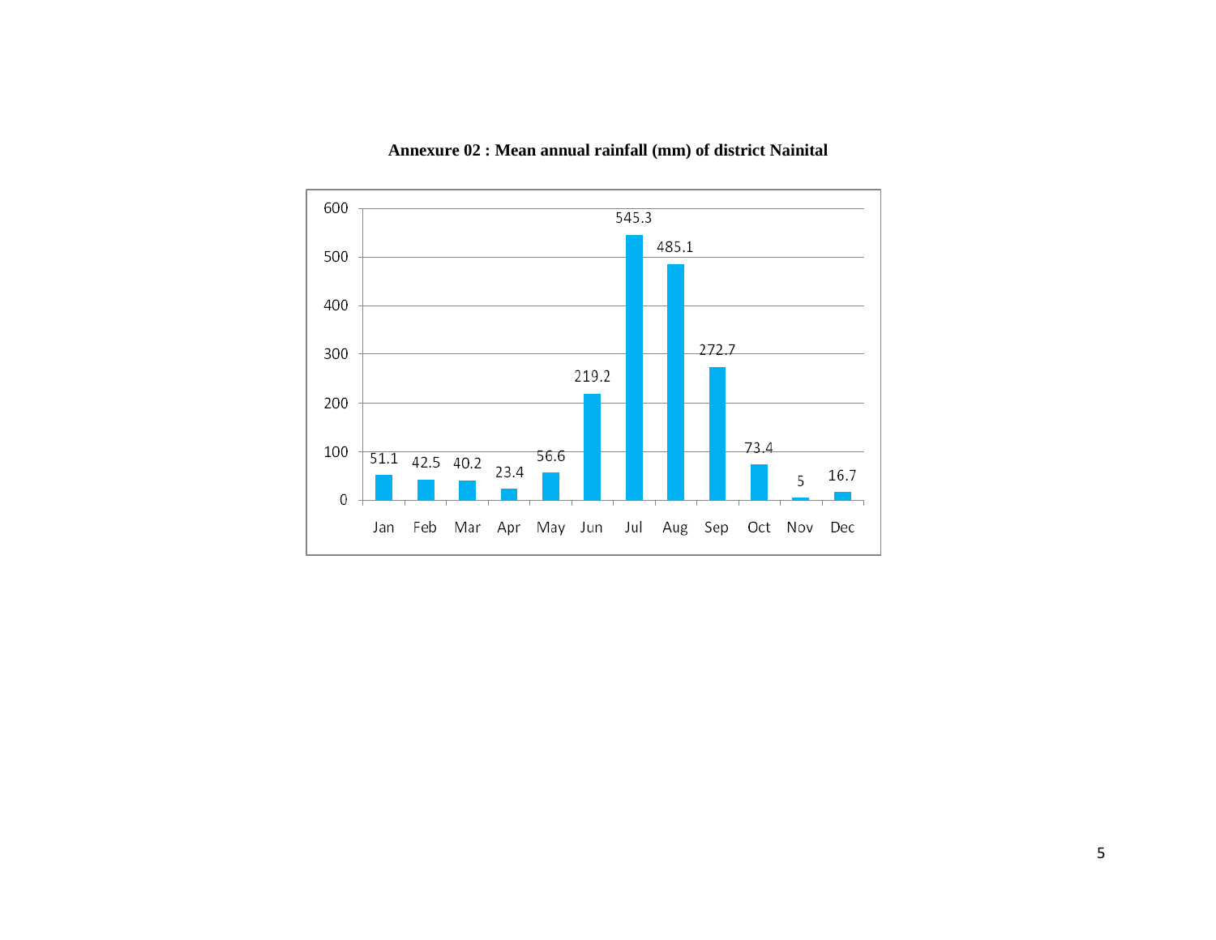**Annexure 02 : Mean annual rainfall (mm) of district Nainital**

| Month | Rainfall (mm) |
|---|---|
| Jan | 51.1 |
| Feb | 42.5 |
| Mar | 40.2 |
| Apr | 23.4 |
| May | 56.6 |
| Jun | 219.2 |
| Jul | 545.3 |
| Aug | 485.1 |
| Sep | 272.7 |
| Oct | 73.4 |
| Nov | 5 |
| Dec | 16.7 |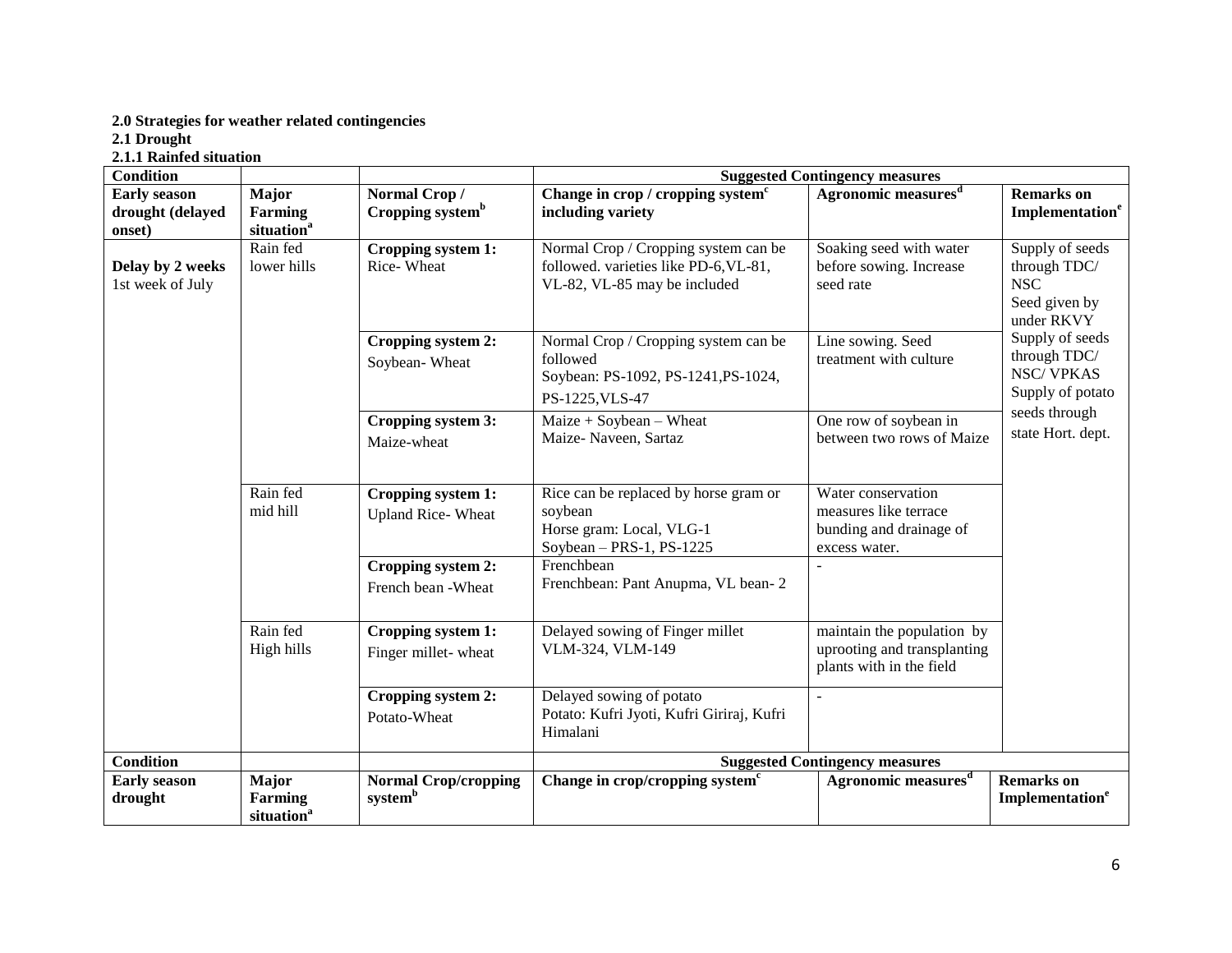**2.0 Strategies for weather related contingencies**

**2.1 Drought**

**2.1.1 Rainfed situation**

| Condition | | | Suggested Contingency measures | | |
|---|---|---|---|---|---|
| **Early season drought (delayed onset)** | **Major Farming situation[a]** | **Normal Crop / Cropping system[b]** | **Change in crop / cropping system[c] including variety** | **Agronomic measures[d]** | **Remarks on Implementation[e]** |
| **Delay by 2 weeks** 1st week of July | Rain fed lower hills | **Cropping system 1:** Rice- Wheat | Normal Crop / Cropping system can be followed. varieties like PD-6,VL-81, VL-82, VL-85 may be included | Soaking seed with water before sowing. Increase seed rate | Supply of seeds through TDC/ NSC Seed given by under RKVY Supply of seeds through TDC/ NSC/ VPKAS Supply of potato seeds through state Hort. dept. |
| | | **Cropping system 2:** Soybean- Wheat | Normal Crop / Cropping system can be followed Soybean: PS-1092, PS-1241,PS-1024, PS-1225,VLS-47 | Line sowing. Seed treatment with culture | |
| | | **Cropping system 3:** Maize-wheat | Maize + Soybean – Wheat Maize- Naveen, Sartaz | One row of soybean in between two rows of Maize | |
| | Rain fed mid hill | **Cropping system 1:** Upland Rice- Wheat | Rice can be replaced by horse gram or soybean Horse gram: Local, VLG-1 Soybean – PRS-1, PS-1225 | Water conservation measures like terrace bunding and drainage of excess water. | |
| | | **Cropping system 2:** French bean -Wheat | Frenchbean Frenchbean: Pant Anupma, VL bean- 2 | - | |
| | Rain fed High hills | **Cropping system 1:** Finger millet- wheat | Delayed sowing of Finger millet VLM-324, VLM-149 | maintain the population by uprooting and transplanting plants with in the field | |
| | | **Cropping system 2:** Potato-Wheat | Delayed sowing of potato Potato: Kufri Jyoti, Kufri Giriraj, Kufri Himalani | - | |

| Condition | | | Suggested Contingency measures | | |
|---|---|---|---|---|---|
| **Early season drought** | **Major Farming situation[a]** | **Normal Crop/cropping system[b]** | **Change in crop/cropping system[c]** | **Agronomic measures[d]** | **Remarks on Implementation[e]** |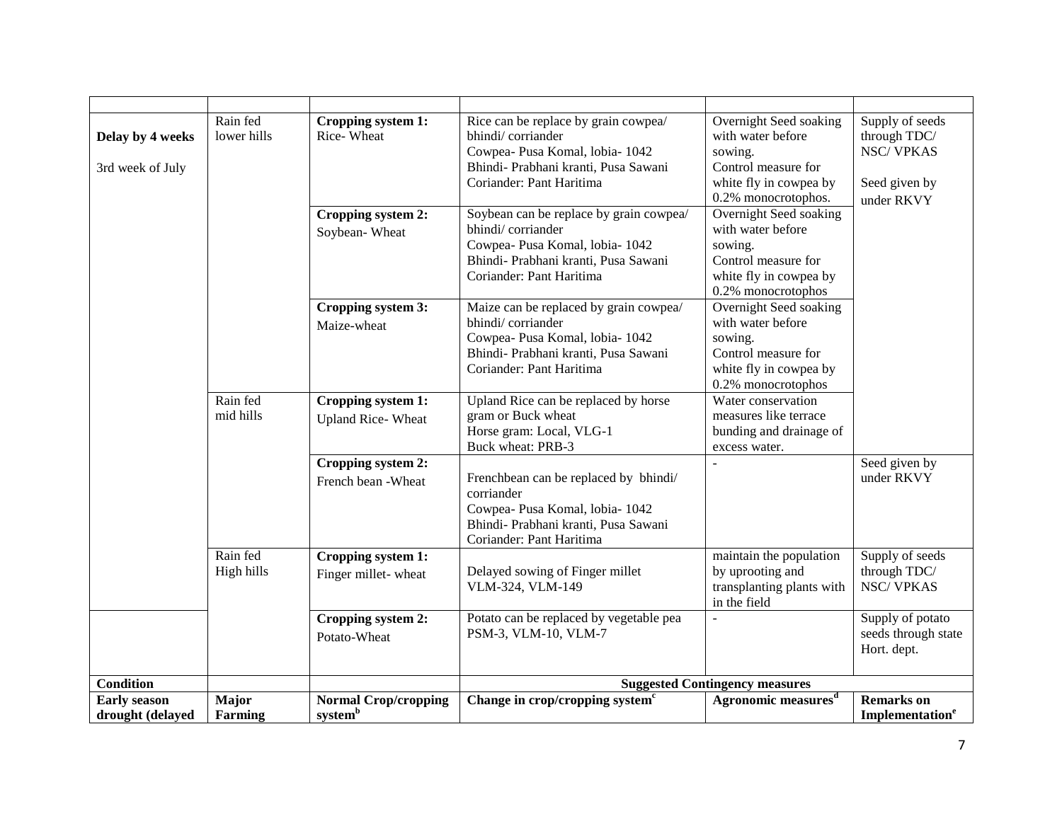| | | | | | |
|---|---|---|---|---|---|
| **Delay by 4 weeks**<br><br>3rd week of July | Rain fed lower hills | **Cropping system 1:**<br>Rice- Wheat | Rice can be replace by grain cowpea/ bhindi/ corriander<br>Cowpea- Pusa Komal, lobia- 1042<br>Bhindi- Prabhani kranti, Pusa Sawani<br>Coriander: Pant Haritima | Overnight Seed soaking with water before sowing.<br>Control measure for white fly in cowpea by 0.2% monocrotophos. | Supply of seeds through TDC/ NSC/ VPKAS<br><br>Seed given by under RKVY |
| | | **Cropping system 2:**<br>Soybean- Wheat | Soybean can be replace by grain cowpea/ bhindi/ corriander<br>Cowpea- Pusa Komal, lobia- 1042<br>Bhindi- Prabhani kranti, Pusa Sawani<br>Coriander: Pant Haritima | Overnight Seed soaking with water before sowing.<br>Control measure for white fly in cowpea by 0.2% monocrotophos | |
| | | **Cropping system 3:**<br>Maize-wheat | Maize can be replaced by grain cowpea/ bhindi/ corriander<br>Cowpea- Pusa Komal, lobia- 1042<br>Bhindi- Prabhani kranti, Pusa Sawani<br>Coriander: Pant Haritima | Overnight Seed soaking with water before sowing.<br>Control measure for white fly in cowpea by 0.2% monocrotophos | |
| | Rain fed mid hills | **Cropping system 1:**<br>Upland Rice- Wheat | Upland Rice can be replaced by horse gram or Buck wheat<br>Horse gram: Local, VLG-1<br>Buck wheat: PRB-3 | Water conservation measures like terrace bunding and drainage of excess water. | |
| | | **Cropping system 2:**<br>French bean -Wheat | Frenchbean can be replaced by bhindi/ corriander<br>Cowpea- Pusa Komal, lobia- 1042<br>Bhindi- Prabhani kranti, Pusa Sawani<br>Coriander: Pant Haritima | - | Seed given by under RKVY |
| | Rain fed High hills | **Cropping system 1:**<br>Finger millet- wheat | Delayed sowing of Finger millet<br>VLM-324, VLM-149 | maintain the population by uprooting and transplanting plants with in the field | Supply of seeds through TDC/ NSC/ VPKAS |
| | | **Cropping system 2:**<br>Potato-Wheat | Potato can be replaced by vegetable pea<br>PSM-3, VLM-10, VLM-7 | - | Supply of potato seeds through state Hort. dept. |
| **Condition** | | | **Suggested Contingency measures** | | |
| **Early season drought (delayed** | **Major Farming** | **Normal Crop/cropping system[b]** | **Change in crop/cropping system[c]** | **Agronomic measures[d]** | **Remarks on Implementation[e]** |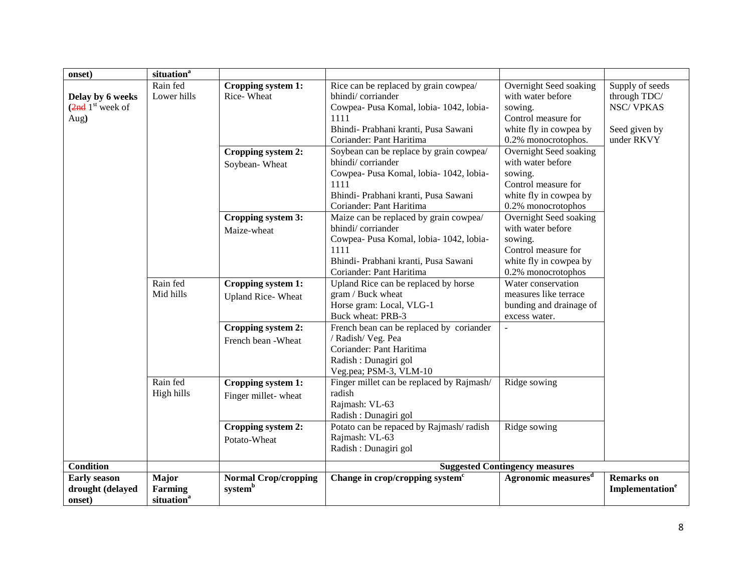| onset) | situation[a] | | | | |
|---|---|---|---|---|---|
| **Delay by 6 weeks (~~2nd~~ 1[st] week of Aug)** | Rain fed Lower hills | **Cropping system 1:** Rice- Wheat | Rice can be replaced by grain cowpea/ bhindi/ corriander<br>Cowpea- Pusa Komal, lobia- 1042, lobia-1111<br>Bhindi- Prabhani kranti, Pusa Sawani<br>Coriander: Pant Haritima | Overnight Seed soaking with water before sowing.<br>Control measure for white fly in cowpea by 0.2% monocrotophos. | Supply of seeds through TDC/ NSC/ VPKAS<br><br>Seed given by under RKVY |
| | | **Cropping system 2:** Soybean- Wheat | Soybean can be replace by grain cowpea/ bhindi/ corriander<br>Cowpea- Pusa Komal, lobia- 1042, lobia-1111<br>Bhindi- Prabhani kranti, Pusa Sawani<br>Coriander: Pant Haritima | Overnight Seed soaking with water before sowing.<br>Control measure for white fly in cowpea by 0.2% monocrotophos | |
| | | **Cropping system 3:** Maize-wheat | Maize can be replaced by grain cowpea/ bhindi/ corriander<br>Cowpea- Pusa Komal, lobia- 1042, lobia-1111<br>Bhindi- Prabhani kranti, Pusa Sawani<br>Coriander: Pant Haritima | Overnight Seed soaking with water before sowing.<br>Control measure for white fly in cowpea by 0.2% monocrotophos | |
| | Rain fed Mid hills | **Cropping system 1:** Upland Rice- Wheat | Upland Rice can be replaced by horse gram / Buck wheat<br>Horse gram: Local, VLG-1<br>Buck wheat: PRB-3 | Water conservation measures like terrace bunding and drainage of excess water. | |
| | | **Cropping system 2:** French bean -Wheat | French bean can be replaced by coriander / Radish/ Veg. Pea<br>Coriander: Pant Haritima<br>Radish : Dunagiri gol<br>Veg.pea; PSM-3, VLM-10 | - | |
| | Rain fed High hills | **Cropping system 1:** Finger millet- wheat | Finger millet can be replaced by Rajmash/ radish<br>Rajmash: VL-63<br>Radish : Dunagiri gol | Ridge sowing | |
| | | **Cropping system 2:** Potato-Wheat | Potato can be repaced by Rajmash/ radish<br>Rajmash: VL-63<br>Radish : Dunagiri gol | Ridge sowing | |
| **Condition** | | | **Suggested Contingency measures** | | |
| **Early season drought (delayed onset)** | **Major Farming situation[a]** | **Normal Crop/cropping system[b]** | **Change in crop/cropping system[c]** | **Agronomic measures[d]** | **Remarks on Implementation[e]** |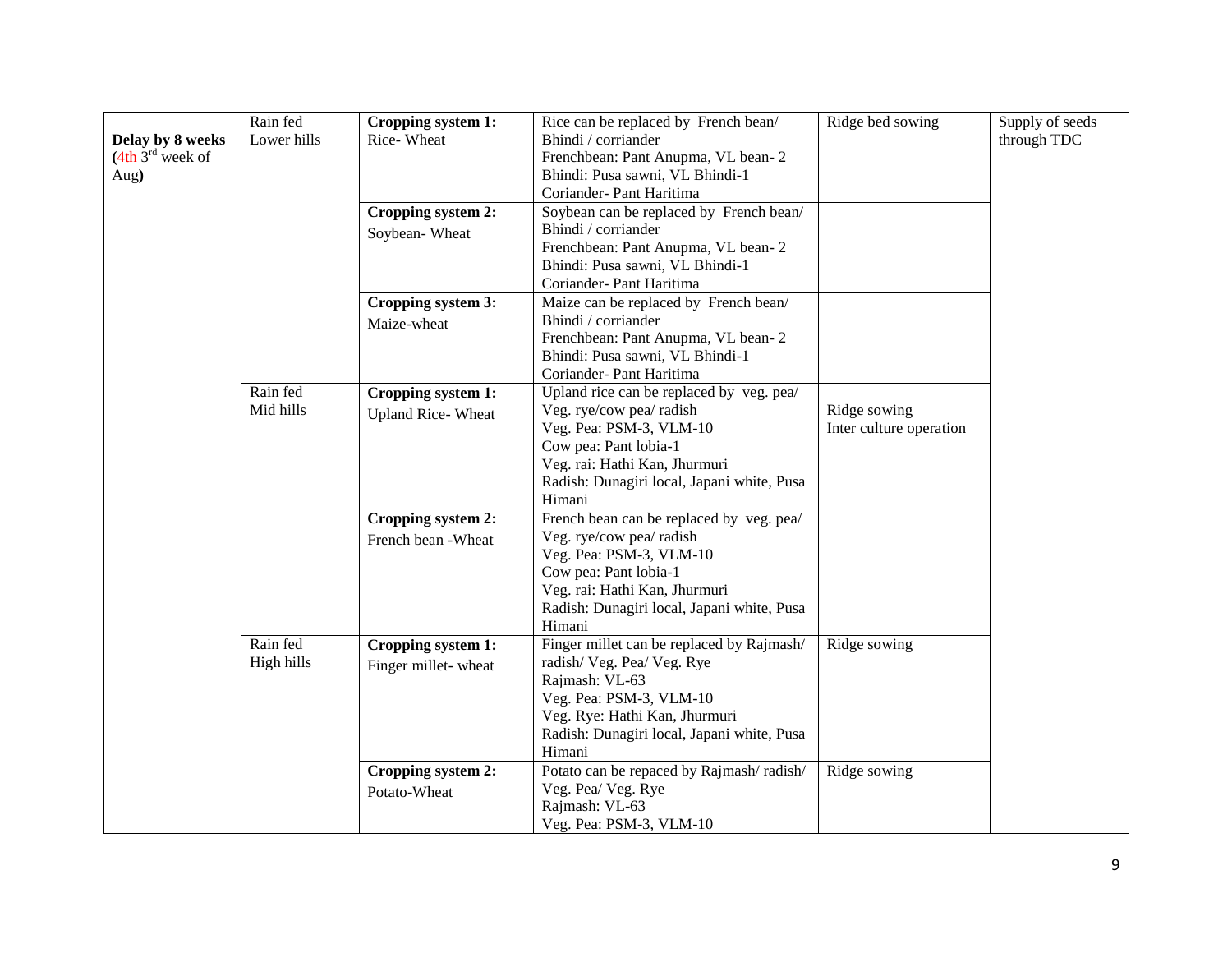| **Delay by 8 weeks** (~~4th~~ 3rd week of Aug) | Rain fed Lower hills | **Cropping system 1:** Rice- Wheat | Rice can be replaced by French bean/ Bhindi / corriander<br>Frenchbean: Pant Anupma, VL bean- 2<br>Bhindi: Pusa sawni, VL Bhindi-1<br>Coriander- Pant Haritima | Ridge bed sowing | Supply of seeds through TDC |
|---|---|---|---|---|---|
| | | **Cropping system 2:** Soybean- Wheat | Soybean can be replaced by French bean/ Bhindi / corriander<br>Frenchbean: Pant Anupma, VL bean- 2<br>Bhindi: Pusa sawni, VL Bhindi-1<br>Coriander- Pant Haritima | | |
| | | **Cropping system 3:** Maize-wheat | Maize can be replaced by French bean/ Bhindi / corriander<br>Frenchbean: Pant Anupma, VL bean- 2<br>Bhindi: Pusa sawni, VL Bhindi-1<br>Coriander- Pant Haritima | | |
| | Rain fed Mid hills | **Cropping system 1:** Upland Rice- Wheat | Upland rice can be replaced by veg. pea/ Veg. rye/cow pea/ radish<br>Veg. Pea: PSM-3, VLM-10<br>Cow pea: Pant lobia-1<br>Veg. rai: Hathi Kan, Jhurmuri<br>Radish: Dunagiri local, Japani white, Pusa Himani | Ridge sowing<br>Inter culture operation | |
| | | **Cropping system 2:** French bean -Wheat | French bean can be replaced by veg. pea/ Veg. rye/cow pea/ radish<br>Veg. Pea: PSM-3, VLM-10<br>Cow pea: Pant lobia-1<br>Veg. rai: Hathi Kan, Jhurmuri<br>Radish: Dunagiri local, Japani white, Pusa Himani | | |
| | Rain fed High hills | **Cropping system 1:** Finger millet- wheat | Finger millet can be replaced by Rajmash/ radish/ Veg. Pea/ Veg. Rye<br>Rajmash: VL-63<br>Veg. Pea: PSM-3, VLM-10<br>Veg. Rye: Hathi Kan, Jhurmuri<br>Radish: Dunagiri local, Japani white, Pusa Himani | Ridge sowing | |
| | | **Cropping system 2:** Potato-Wheat | Potato can be repaced by Rajmash/ radish/ Veg. Pea/ Veg. Rye<br>Rajmash: VL-63<br>Veg. Pea: PSM-3, VLM-10 | Ridge sowing | |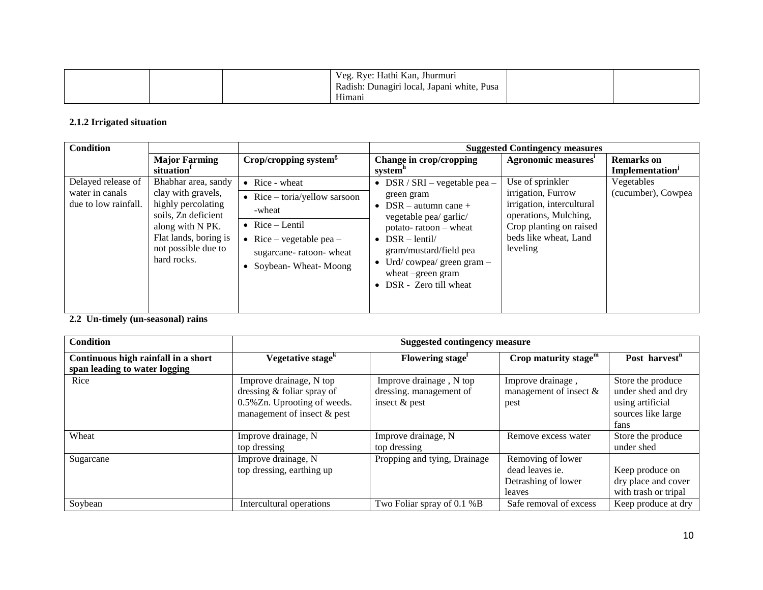| | | | Veg. Rye: Hathi Kan, Jhurmuri<br>Radish: Dunagiri local, Japani white, Pusa Himani | | |
|---|---|---|---|---|---|

**2.1.2 Irrigated situation**

| Condition | | | Suggested Contingency measures | | |
|---|---|---|---|---|---|
| | Major Farming situation[f] | Crop/cropping system[g] | Change in crop/cropping system[h] | Agronomic measures[i] | Remarks on Implementation[j] |
| Delayed release of water in canals due to low rainfall. | Bhabhar area, sandy clay with gravels, highly percolating soils, Zn deficient along with N PK. Flat lands, boring is not possible due to hard rocks. | • Rice - wheat<br>• Rice – toria/yellow sarsoon -wheat<br>• Rice – Lentil<br>• Rice – vegetable pea – sugarcane- ratoon- wheat<br>• Soybean- Wheat- Moong | • DSR / SRI – vegetable pea – green gram<br>• DSR – autumn cane + vegetable pea/ garlic/ potato- ratoon – wheat<br>• DSR – lentil/ gram/mustard/field pea<br>• Urd/ cowpea/ green gram – wheat –green gram<br>• DSR - Zero till wheat | Use of sprinkler irrigation, Furrow irrigation, intercultural operations, Mulching, Crop planting on raised beds like wheat, Land leveling | Vegetables (cucumber), Cowpea |

**2.2 Un-timely (un-seasonal) rains**

| Condition | Suggested contingency measure | | | |
|---|---|---|---|---|
| Continuous high rainfall in a short span leading to water logging | Vegetative stage[k] | Flowering stage[l] | Crop maturity stage[m] | Post harvest[n] |
| Rice | Improve drainage, N top dressing & foliar spray of 0.5%Zn. Uprooting of weeds. management of insect & pest | Improve drainage , N top dressing. management of insect & pest | Improve drainage , management of insect & pest | Store the produce under shed and dry using artificial sources like large fans |
| Wheat | Improve drainage, N top dressing | Improve drainage, N top dressing | Remove excess water | Store the produce under shed |
| Sugarcane | Improve drainage, N top dressing, earthing up | Propping and tying, Drainage | Removing of lower dead leaves ie. Detrashing of lower leaves | Keep produce on dry place and cover with trash or tripal |
| Soybean | Intercultural operations | Two Foliar spray of 0.1 %B | Safe removal of excess | Keep produce at dry |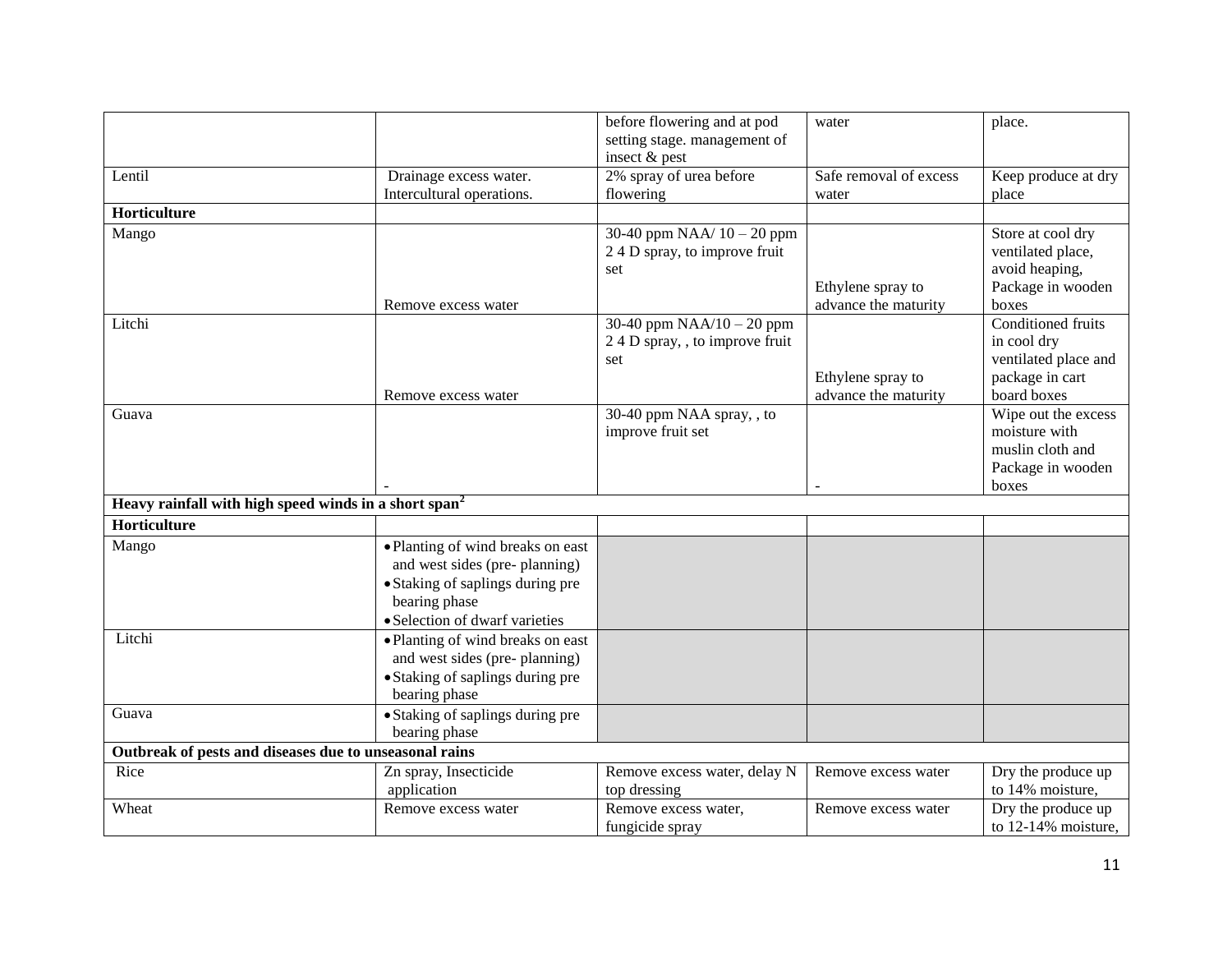| | | before flowering and at pod setting stage. management of insect & pest | water | place. |
|---|---|---|---|---|
| Lentil | Drainage excess water. Intercultural operations. | 2% spray of urea before flowering | Safe removal of excess water | Keep produce at dry place |
| **Horticulture** | | | | |
| Mango | Remove excess water | 30-40 ppm NAA/ 10 – 20 ppm 2 4 D spray, to improve fruit set | Ethylene spray to advance the maturity | Store at cool dry ventilated place, avoid heaping, Package in wooden boxes |
| Litchi | Remove excess water | 30-40 ppm NAA/10 – 20 ppm 2 4 D spray, , to improve fruit set | Ethylene spray to advance the maturity | Conditioned fruits in cool dry ventilated place and package in cart board boxes |
| Guava | - | 30-40 ppm NAA spray, , to improve fruit set | - | Wipe out the excess moisture with muslin cloth and Package in wooden boxes |
| **Heavy rainfall with high speed winds in a short span[2]** | | | | |
| **Horticulture** | | | | |
| Mango | • Planting of wind breaks on east and west sides (pre- planning)<br>• Staking of saplings during pre bearing phase<br>• Selection of dwarf varieties | | | |
| Litchi | • Planting of wind breaks on east and west sides (pre- planning)<br>• Staking of saplings during pre bearing phase | | | |
| Guava | • Staking of saplings during pre bearing phase | | | |
| **Outbreak of pests and diseases due to unseasonal rains** | | | | |
| Rice | Zn spray, Insecticide application | Remove excess water, delay N top dressing | Remove excess water | Dry the produce up to 14% moisture, |
| Wheat | Remove excess water | Remove excess water, fungicide spray | Remove excess water | Dry the produce up to 12-14% moisture, |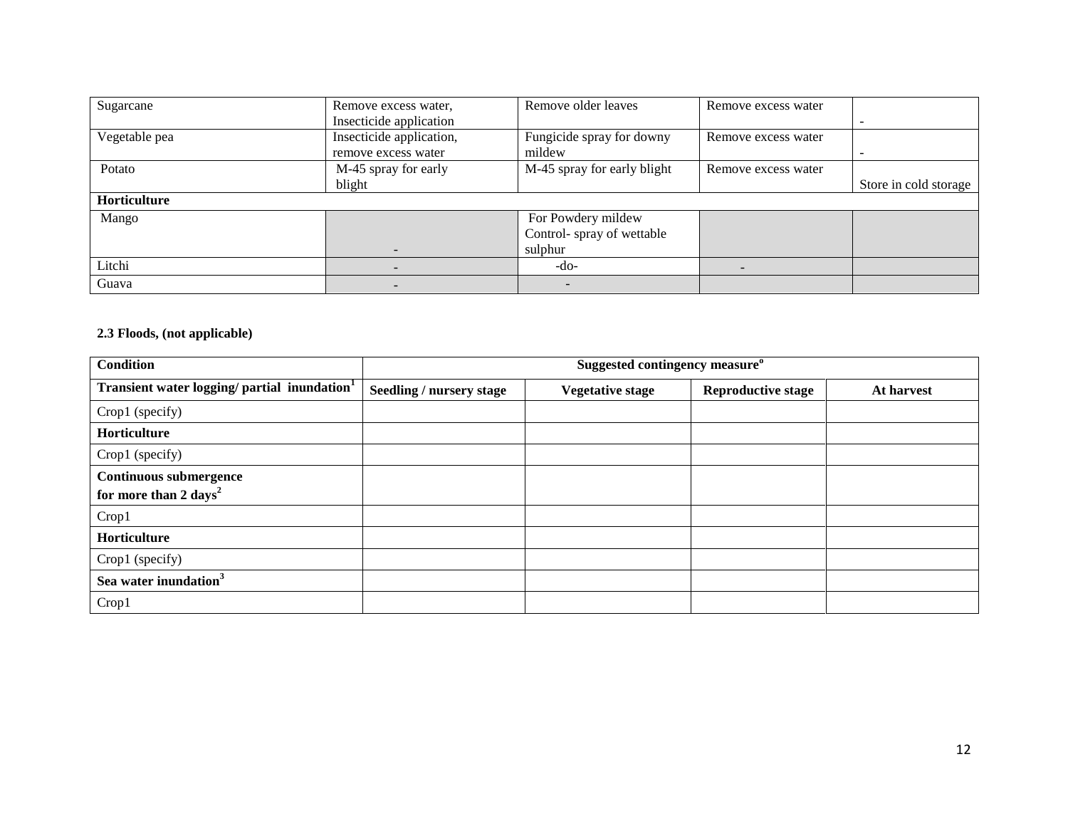| | | | | |
|---|---|---|---|---|
| Sugarcane | Remove excess water, Insecticide application | Remove older leaves | Remove excess water | - |
| Vegetable pea | Insecticide application, remove excess water | Fungicide spray for downy mildew | Remove excess water | - |
| Potato | M-45 spray for early blight | M-45 spray for early blight | Remove excess water | Store in cold storage |
| **Horticulture** | | | | |
| Mango | - | For Powdery mildew Control- spray of wettable sulphur | | |
| Litchi | - | -do- | - | |
| Guava | - | - | | |

**2.3 Floods, (not applicable)**

| Condition | Suggested contingency measure[o] | | | |
|---|---|---|---|---|
| **Transient water logging/ partial inundation[1]** | **Seedling / nursery stage** | **Vegetative stage** | **Reproductive stage** | **At harvest** |
| Crop1 (specify) | | | | |
| **Horticulture** | | | | |
| Crop1 (specify) | | | | |
| **Continuous submergence for more than 2 days[2]** | | | | |
| Crop1 | | | | |
| **Horticulture** | | | | |
| Crop1 (specify) | | | | |
| **Sea water inundation[3]** | | | | |
| Crop1 | | | | |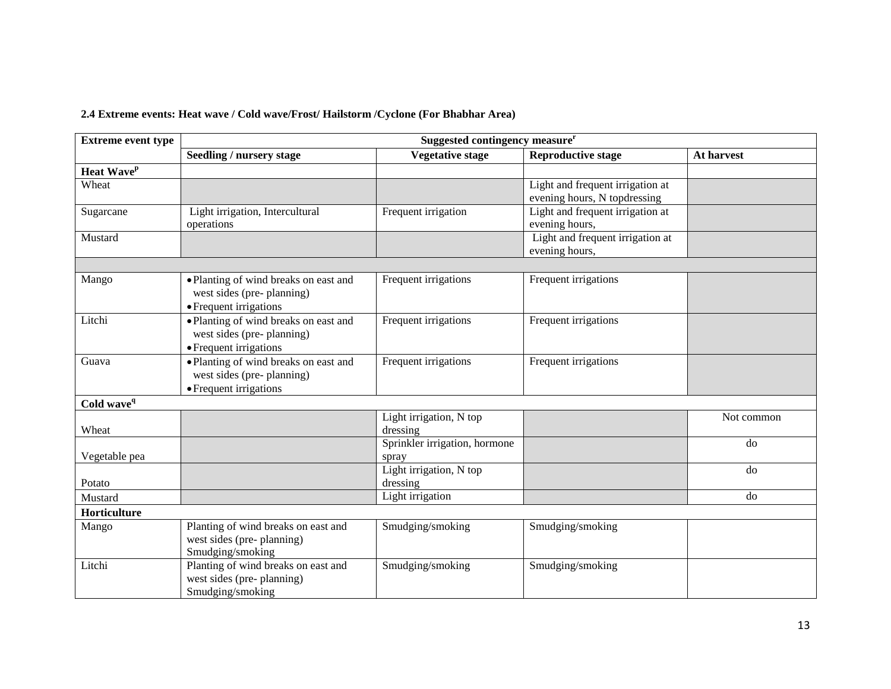**2.4 Extreme events: Heat wave / Cold wave/Frost/ Hailstorm /Cyclone (For Bhabhar Area)**

| Extreme event type | Suggested contingency measure[r] | | | |
|---|---|---|---|---|
| | Seedling / nursery stage | Vegetative stage | Reproductive stage | At harvest |
| **Heat Wave[p]** | | | | |
| Wheat | | | Light and frequent irrigation at evening hours, N topdressing | |
| Sugarcane | Light irrigation, Intercultural operations | Frequent irrigation | Light and frequent irrigation at evening hours, | |
| Mustard | | | Light and frequent irrigation at evening hours, | |
| | | | | |
| Mango | • Planting of wind breaks on east and west sides (pre- planning)<br>• Frequent irrigations | Frequent irrigations | Frequent irrigations | |
| Litchi | • Planting of wind breaks on east and west sides (pre- planning)<br>• Frequent irrigations | Frequent irrigations | Frequent irrigations | |
| Guava | • Planting of wind breaks on east and west sides (pre- planning)<br>• Frequent irrigations | Frequent irrigations | Frequent irrigations | |
| **Cold wave[q]** | | | | |
| Wheat | | Light irrigation, N top dressing | | Not common |
| Vegetable pea | | Sprinkler irrigation, hormone spray | | do |
| Potato | | Light irrigation, N top dressing | | do |
| Mustard | | Light irrigation | | do |
| **Horticulture** | | | | |
| Mango | Planting of wind breaks on east and west sides (pre- planning) Smudging/smoking | Smudging/smoking | Smudging/smoking | |
| Litchi | Planting of wind breaks on east and west sides (pre- planning) Smudging/smoking | Smudging/smoking | Smudging/smoking | |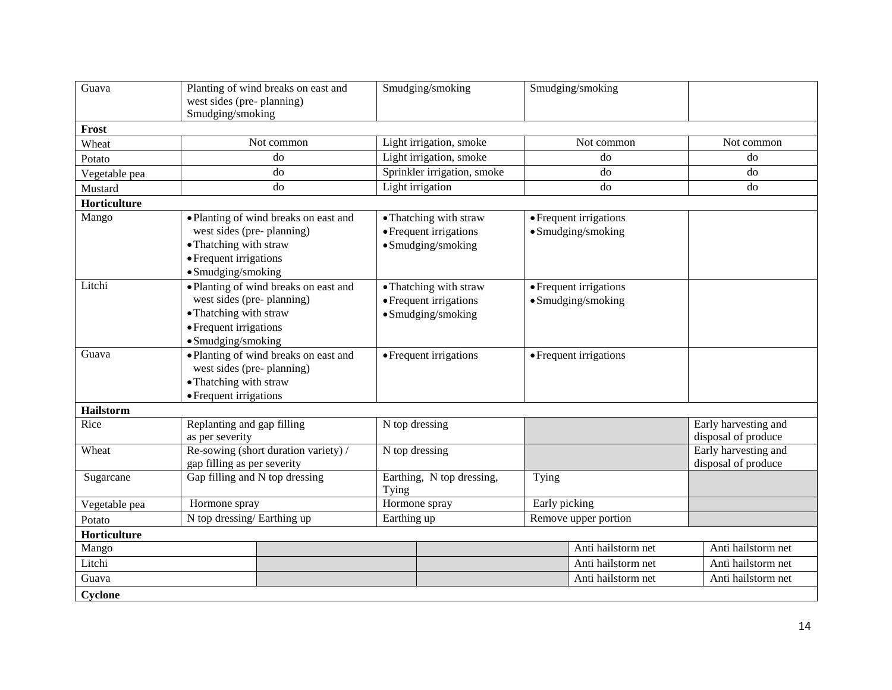| | | | | |
|---|---|---|---|---|
| Guava | Planting of wind breaks on east and west sides (pre- planning) Smudging/smoking | Smudging/smoking | Smudging/smoking | |
| **Frost** | | | | |
| Wheat | Not common | Light irrigation, smoke | Not common | Not common |
| Potato | do | Light irrigation, smoke | do | do |
| Vegetable pea | do | Sprinkler irrigation, smoke | do | do |
| Mustard | do | Light irrigation | do | do |
| **Horticulture** | | | | |
| Mango | • Planting of wind breaks on east and west sides (pre- planning)<br>• Thatching with straw<br>• Frequent irrigations<br>• Smudging/smoking | • Thatching with straw<br>• Frequent irrigations<br>• Smudging/smoking | • Frequent irrigations<br>• Smudging/smoking | |
| Litchi | • Planting of wind breaks on east and west sides (pre- planning)<br>• Thatching with straw<br>• Frequent irrigations<br>• Smudging/smoking | • Thatching with straw<br>• Frequent irrigations<br>• Smudging/smoking | • Frequent irrigations<br>• Smudging/smoking | |
| Guava | • Planting of wind breaks on east and west sides (pre- planning)<br>• Thatching with straw<br>• Frequent irrigations | • Frequent irrigations | • Frequent irrigations | |
| **Hailstorm** | | | | |
| Rice | Replanting and gap filling as per severity | N top dressing | | Early harvesting and disposal of produce |
| Wheat | Re-sowing (short duration variety) / gap filling as per severity | N top dressing | | Early harvesting and disposal of produce |
| Sugarcane | Gap filling and N top dressing | Earthing, N top dressing, Tying | Tying | |
| Vegetable pea | Hormone spray | Hormone spray | Early picking | |
| Potato | N top dressing/ Earthing up | Earthing up | Remove upper portion | |
| **Horticulture** | | | | |
| Mango | | | Anti hailstorm net | Anti hailstorm net |
| Litchi | | | Anti hailstorm net | Anti hailstorm net |
| Guava | | | Anti hailstorm net | Anti hailstorm net |
| **Cyclone** | | | | |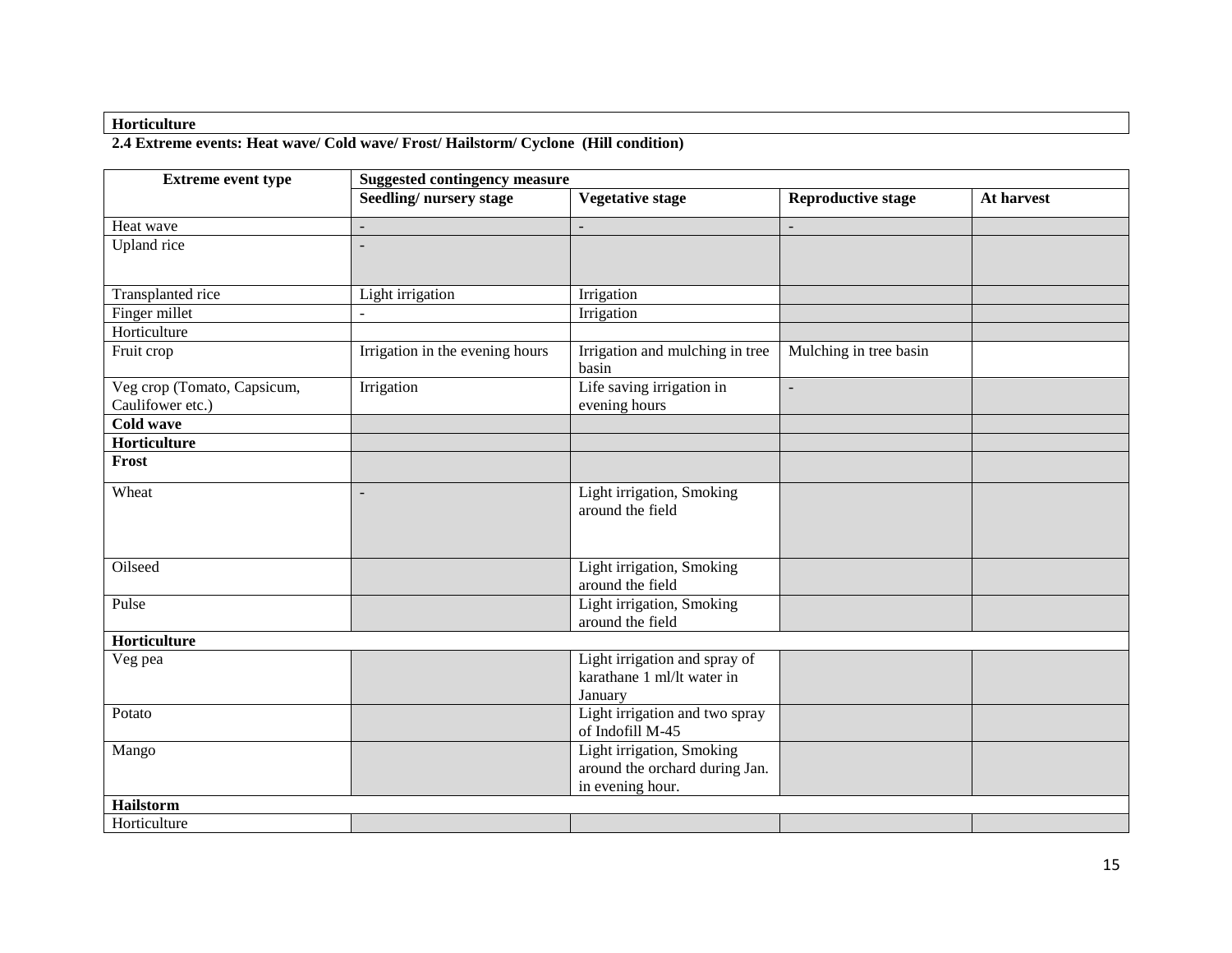**Horticulture**

**2.4 Extreme events: Heat wave/ Cold wave/ Frost/ Hailstorm/ Cyclone (Hill condition)**

| Extreme event type | Suggested contingency measure | | | |
|---|---|---|---|---|
| | **Seedling/ nursery stage** | **Vegetative stage** | **Reproductive stage** | **At harvest** |
| Heat wave | - | - | - | |
| Upland rice | - | | | |
| Transplanted rice | Light irrigation | Irrigation | | |
| Finger millet | - | Irrigation | | |
| Horticulture | | | | |
| Fruit crop | Irrigation in the evening hours | Irrigation and mulching in tree basin | Mulching in tree basin | |
| Veg crop (Tomato, Capsicum, Caulifower etc.) | Irrigation | Life saving irrigation in evening hours | - | |
| **Cold wave** | | | | |
| **Horticulture** | | | | |
| **Frost** | | | | |
| Wheat | - | Light irrigation, Smoking around the field | | |
| Oilseed | | Light irrigation, Smoking around the field | | |
| Pulse | | Light irrigation, Smoking around the field | | |
| **Horticulture** | | | | |
| Veg pea | | Light irrigation and spray of karathane 1 ml/lt water in January | | |
| Potato | | Light irrigation and two spray of Indofill M-45 | | |
| Mango | | Light irrigation, Smoking around the orchard during Jan. in evening hour. | | |
| **Hailstorm** | | | | |
| Horticulture | | | | |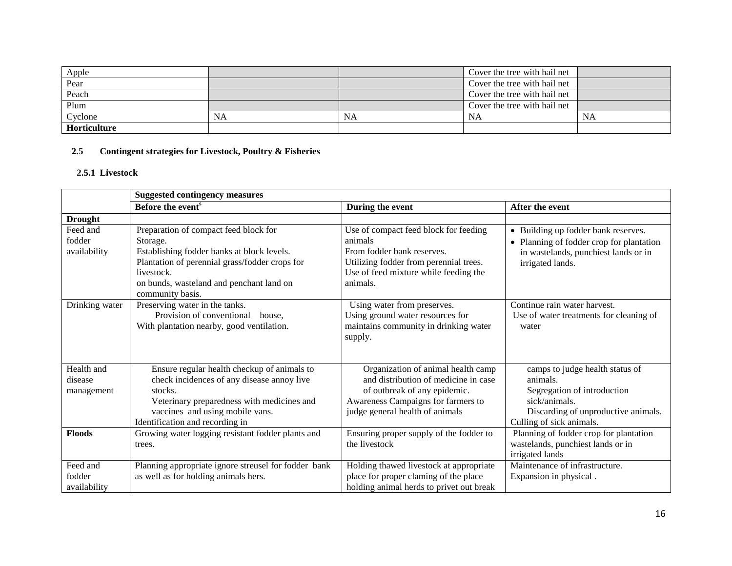| Apple | | | Cover the tree with hail net | |
|---|---|---|---|---|
| Pear | | | Cover the tree with hail net | |
| Peach | | | Cover the tree with hail net | |
| Plum | | | Cover the tree with hail net | |
| Cyclone | NA | NA | NA | NA |
| **Horticulture** | | | | |

### 2.5 Contingent strategies for Livestock, Poultry & Fisheries

#### 2.5.1 Livestock

| | **Suggested contingency measures** | | |
|---|---|---|---|
| | **Before the event[s]** | **During the event** | **After the event** |
| **Drought** | | | |
| Feed and fodder availability | Preparation of compact feed block for Storage.<br>Establishing fodder banks at block levels.<br>Plantation of perennial grass/fodder crops for livestock.<br>on bunds, wasteland and penchant land on community basis. | Use of compact feed block for feeding animals<br>From fodder bank reserves.<br>Utilizing fodder from perennial trees.<br>Use of feed mixture while feeding the animals. | • Building up fodder bank reserves.<br>• Planning of fodder crop for plantation in wastelands, punchiest lands or in irrigated lands. |
| Drinking water | Preserving water in the tanks.<br>Provision of conventional house,<br>With plantation nearby, good ventilation. | Using water from preserves.<br>Using ground water resources for maintains community in drinking water supply. | Continue rain water harvest.<br>Use of water treatments for cleaning of water |
| Health and disease management | Ensure regular health checkup of animals to check incidences of any disease annoy live stocks.<br>Veterinary preparedness with medicines and vaccines and using mobile vans.<br>Identification and recording in | Organization of animal health camp and distribution of medicine in case of outbreak of any epidemic.<br>Awareness Campaigns for farmers to judge general health of animals | camps to judge health status of animals.<br>Segregation of introduction sick/animals.<br>Discarding of unproductive animals.<br>Culling of sick animals. |
| **Floods** | Growing water logging resistant fodder plants and trees. | Ensuring proper supply of the fodder to the livestock | Planning of fodder crop for plantation wastelands, punchiest lands or in irrigated lands |
| Feed and fodder availability | Planning appropriate ignore streusel for fodder bank as well as for holding animals hers. | Holding thawed livestock at appropriate place for proper claming of the place holding animal herds to privet out break | Maintenance of infrastructure.<br>Expansion in physical . |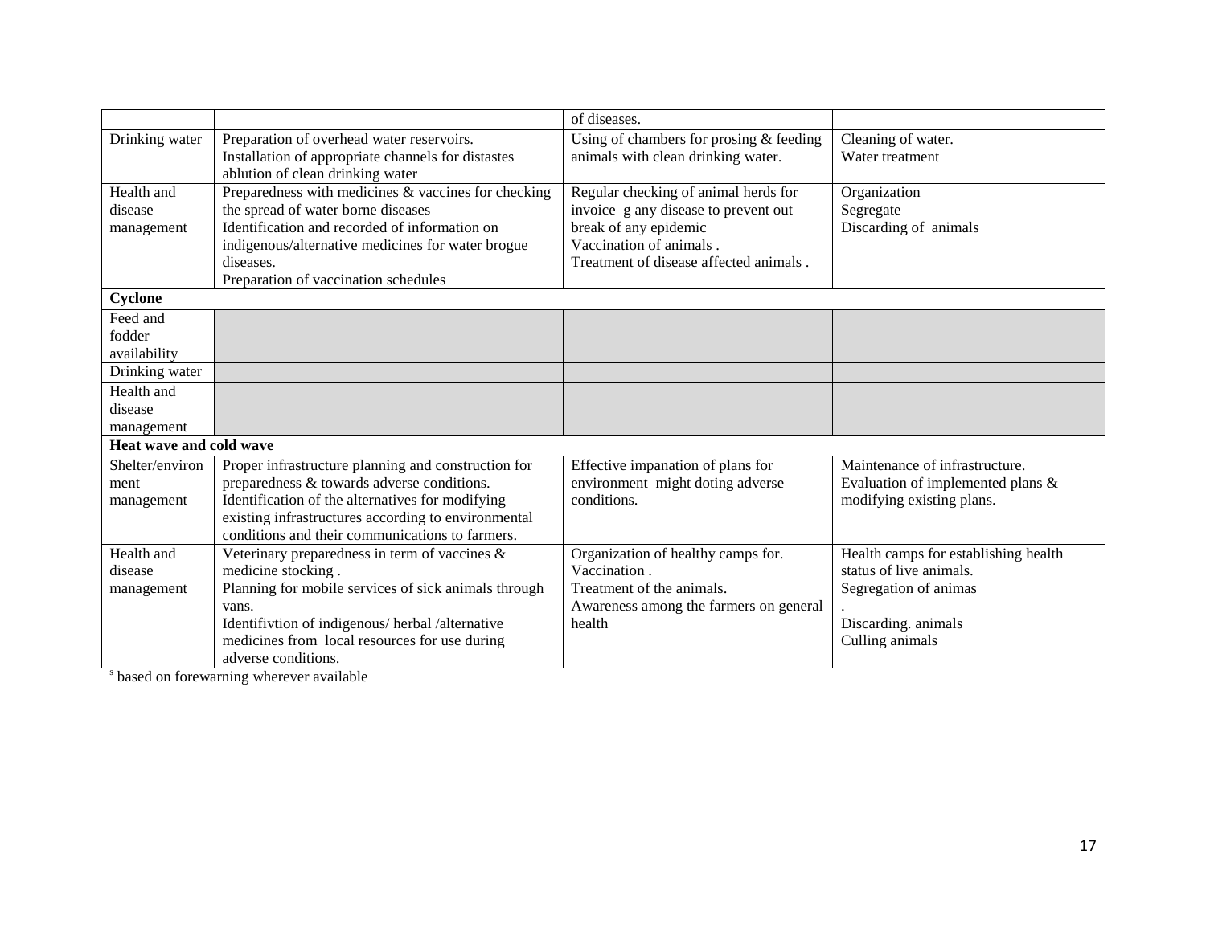|  |  | of diseases. |  |
|---|---|---|---|
| Drinking water | Preparation of overhead water reservoirs.<br>Installation of appropriate channels for distastes ablution of clean drinking water | Using of chambers for prosing & feeding animals with clean drinking water. | Cleaning of water.<br>Water treatment |
| Health and disease management | Preparedness with medicines & vaccines for checking the spread of water borne diseases<br>Identification and recorded of information on indigenous/alternative medicines for water brogue diseases.<br>Preparation of vaccination schedules | Regular checking of animal herds for invoice g any disease to prevent out break of any epidemic<br>Vaccination of animals .<br>Treatment of disease affected animals . | Organization<br>Segregate<br>Discarding of animals |
| **Cyclone** |  |  |  |
| Feed and fodder availability |  |  |  |
| Drinking water |  |  |  |
| Health and disease management |  |  |  |
| **Heat wave and cold wave** |  |  |  |
| Shelter/environment management | Proper infrastructure planning and construction for preparedness & towards adverse conditions.<br>Identification of the alternatives for modifying existing infrastructures according to environmental conditions and their communications to farmers. | Effective impanation of plans for environment might doting adverse conditions. | Maintenance of infrastructure.<br>Evaluation of implemented plans & modifying existing plans. |
| Health and disease management | Veterinary preparedness in term of vaccines & medicine stocking .<br>Planning for mobile services of sick animals through vans.<br>Identifivtion of indigenous/ herbal /alternative medicines from local resources for use during adverse conditions. | Organization of healthy camps for.<br>Vaccination .<br>Treatment of the animals.<br>Awareness among the farmers on general health | Health camps for establishing health status of live animals.<br>Segregation of animas<br>.<br>Discarding. animals<br>Culling animals |

[s] based on forewarning wherever available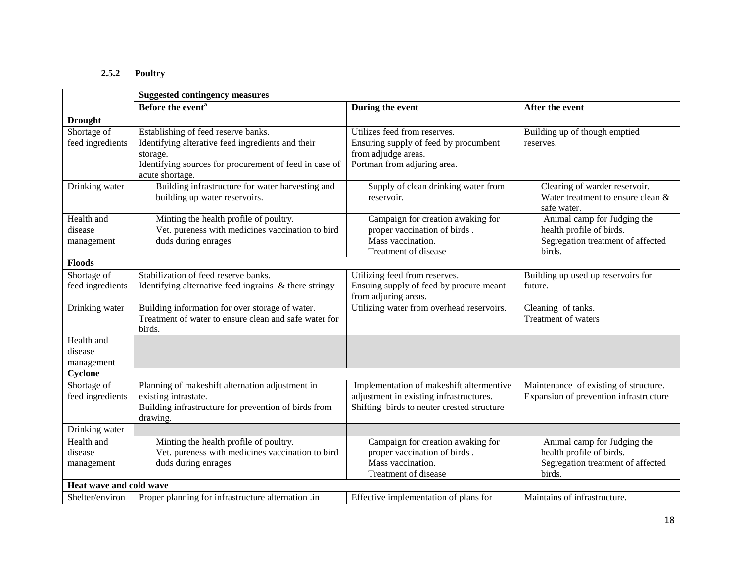### 2.5.2 Poultry

| | Suggested contingency measures | | |
|---|---|---|---|
| | Before the event[a] | During the event | After the event |
| **Drought** | | | |
| Shortage of feed ingredients | Establishing of feed reserve banks. Identifying alterative feed ingredients and their storage. Identifying sources for procurement of feed in case of acute shortage. | Utilizes feed from reserves. Ensuring supply of feed by procumbent from adjudge areas. Portman from adjuring area. | Building up of though emptied reserves. |
| Drinking water | Building infrastructure for water harvesting and building up water reservoirs. | Supply of clean drinking water from reservoir. | Clearing of warder reservoir. Water treatment to ensure clean & safe water. |
| Health and disease management | Minting the health profile of poultry. Vet. pureness with medicines vaccination to bird duds during enrages | Campaign for creation awaking for proper vaccination of birds . Mass vaccination. Treatment of disease | Animal camp for Judging the health profile of birds. Segregation treatment of affected birds. |
| **Floods** | | | |
| Shortage of feed ingredients | Stabilization of feed reserve banks. Identifying alternative feed ingrains & there stringy | Utilizing feed from reserves. Ensuing supply of feed by procure meant from adjuring areas. | Building up used up reservoirs for future. |
| Drinking water | Building information for over storage of water. Treatment of water to ensure clean and safe water for birds. | Utilizing water from overhead reservoirs. | Cleaning of tanks. Treatment of waters |
| Health and disease management | | | |
| **Cyclone** | | | |
| Shortage of feed ingredients | Planning of makeshift alternation adjustment in existing intrastate. Building infrastructure for prevention of birds from drawing. | Implementation of makeshift altermentive adjustment in existing infrastructures. Shifting birds to neuter crested structure | Maintenance of existing of structure. Expansion of prevention infrastructure |
| Drinking water | | | |
| Health and disease management | Minting the health profile of poultry. Vet. pureness with medicines vaccination to bird duds during enrages | Campaign for creation awaking for proper vaccination of birds . Mass vaccination. Treatment of disease | Animal camp for Judging the health profile of birds. Segregation treatment of affected birds. |
| **Heat wave and cold wave** | | | |
| Shelter/environ | Proper planning for infrastructure alternation .in | Effective implementation of plans for | Maintains of infrastructure. |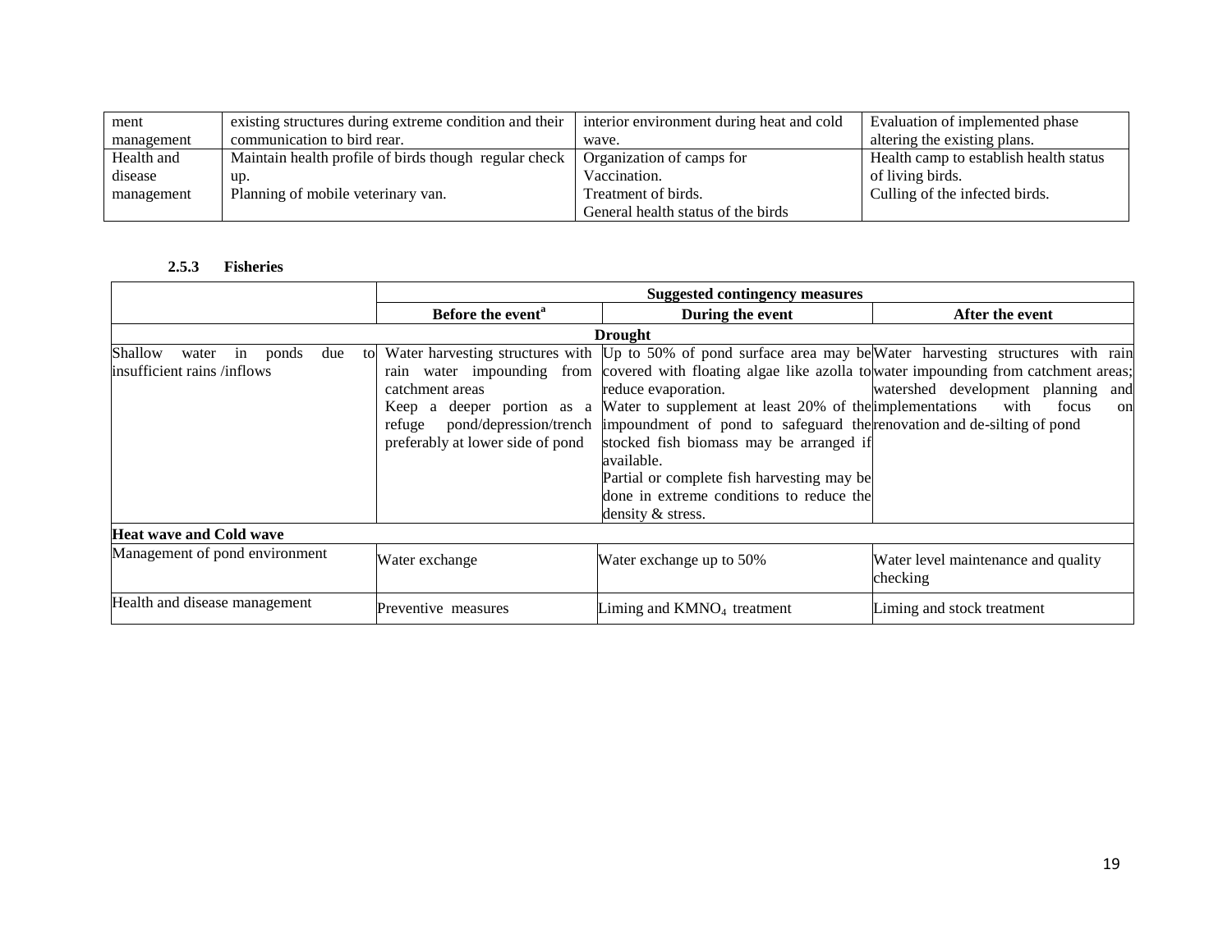| | | | |
|---|---|---|---|
| ment management | existing structures during extreme condition and their communication to bird rear. | interior environment during heat and cold wave. | Evaluation of implemented phase altering the existing plans. |
| Health and disease management | Maintain health profile of birds though regular check up.<br>Planning of mobile veterinary van. | Organization of camps for Vaccination.<br>Treatment of birds.<br>General health status of the birds | Health camp to establish health status of living birds.<br>Culling of the infected birds. |

### 2.5.3 Fisheries

| | Suggested contingency measures | | |
|---|---|---|---|
| | **Before the event[a]** | **During the event** | **After the event** |
| **Drought** | | | |
| Shallow water in ponds due to insufficient rains /inflows | Water harvesting structures with rain water impounding from catchment areas<br>Keep a deeper portion as a refuge pond/depression/trench preferably at lower side of pond | Up to 50% of pond surface area may be covered with floating algae like azolla to reduce evaporation.<br>Water to supplement at least 20% of the impoundment of pond to safeguard the stocked fish biomass may be arranged if available.<br>Partial or complete fish harvesting may be done in extreme conditions to reduce the density & stress. | Water harvesting structures with rain water impounding from catchment areas; watershed development planning and implementations with focus on renovation and de-silting of pond |
| **Heat wave and Cold wave** | | | |
| Management of pond environment | Water exchange | Water exchange up to 50% | Water level maintenance and quality checking |
| Health and disease management | Preventive measures | Liming and $KMNO_4$ treatment | Liming and stock treatment |